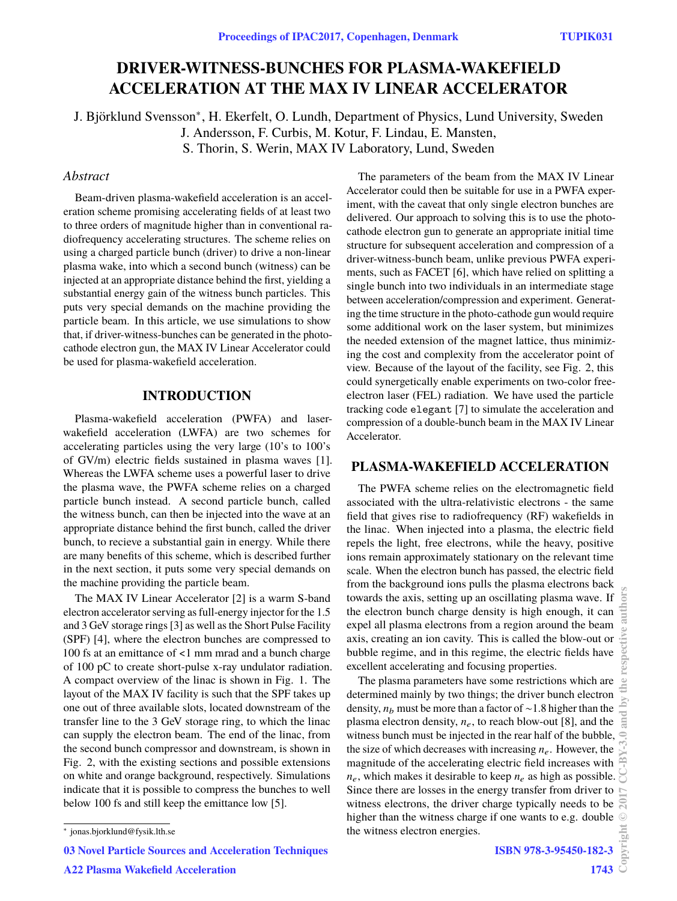# DRIVER-WITNESS-BUNCHES FOR PLASMA-WAKEFIELD ACCELERATION AT THE MAX IV LINEAR ACCELERATOR

J. Björklund Svensson*, H. Ekerfelt, O. Lundh, Department of Physics, Lund University, Sweden
J. Andersson, F. Curbis, M. Kotur, F. Lindau, E. Mansten,
S. Thorin, S. Werin, MAX IV Laboratory, Lund, Sweden

## *Abstract*

Beam-driven plasma-wakefield acceleration is an acceleration scheme promising accelerating fields of at least two to three orders of magnitude higher than in conventional radiofrequency accelerating structures. The scheme relies on using a charged particle bunch (driver) to drive a non-linear plasma wake, into which a second bunch (witness) can be injected at an appropriate distance behind the first, yielding a substantial energy gain of the witness bunch particles. This puts very special demands on the machine providing the particle beam. In this article, we use simulations to show that, if driver-witness-bunches can be generated in the photo-cathode electron gun, the MAX IV Linear Accelerator could be used for plasma-wakefield acceleration.

## INTRODUCTION

Plasma-wakefield acceleration (PWFA) and laser-wakefield acceleration (LWFA) are two schemes for accelerating particles using the very large (10's to 100's of GV/m) electric fields sustained in plasma waves [1]. Whereas the LWFA scheme uses a powerful laser to drive the plasma wave, the PWFA scheme relies on a charged particle bunch instead. A second particle bunch, called the witness bunch, can then be injected into the wave at an appropriate distance behind the first bunch, called the driver bunch, to recieve a substantial gain in energy. While there are many benefits of this scheme, which is described further in the next section, it puts some very special demands on the machine providing the particle beam.

The MAX IV Linear Accelerator [2] is a warm S-band electron accelerator serving as full-energy injector for the 1.5 and 3 GeV storage rings [3] as well as the Short Pulse Facility (SPF) [4], where the electron bunches are compressed to 100 fs at an emittance of <1 mm mrad and a bunch charge of 100 pC to create short-pulse x-ray undulator radiation. A compact overview of the linac is shown in Fig. 1. The layout of the MAX IV facility is such that the SPF takes up one out of three available slots, located downstream of the transfer line to the 3 GeV storage ring, to which the linac can supply the electron beam. The end of the linac, from the second bunch compressor and downstream, is shown in Fig. 2, with the existing sections and possible extensions on white and orange background, respectively. Simulations indicate that it is possible to compress the bunches to well below 100 fs and still keep the emittance low [5].

The parameters of the beam from the MAX IV Linear Accelerator could then be suitable for use in a PWFA experiment, with the caveat that only single electron bunches are delivered. Our approach to solving this is to use the photo-cathode electron gun to generate an appropriate initial time structure for subsequent acceleration and compression of a driver-witness-bunch beam, unlike previous PWFA experiments, such as FACET [6], which have relied on splitting a single bunch into two individuals in an intermediate stage between acceleration/compression and experiment. Generating the time structure in the photo-cathode gun would require some additional work on the laser system, but minimizes the needed extension of the magnet lattice, thus minimizing the cost and complexity from the accelerator point of view. Because of the layout of the facility, see Fig. 2, this could synergetically enable experiments on two-color free-electron laser (FEL) radiation. We have used the particle tracking code `elegant` [7] to simulate the acceleration and compression of a double-bunch beam in the MAX IV Linear Accelerator.

## PLASMA-WAKEFIELD ACCELERATION

The PWFA scheme relies on the electromagnetic field associated with the ultra-relativistic electrons - the same field that gives rise to radiofrequency (RF) wakefields in the linac. When injected into a plasma, the electric field repels the light, free electrons, while the heavy, positive ions remain approximately stationary on the relevant time scale. When the electron bunch has passed, the electric field from the background ions pulls the plasma electrons back towards the axis, setting up an oscillating plasma wave. If the electron bunch charge density is high enough, it can expel all plasma electrons from a region around the beam axis, creating an ion cavity. This is called the blow-out or bubble regime, and in this regime, the electric fields have excellent accelerating and focusing properties.

The plasma parameters have some restrictions which are determined mainly by two things; the driver bunch electron density, $n_b$ must be more than a factor of ~1.8 higher than the plasma electron density, $n_e$, to reach blow-out [8], and the witness bunch must be injected in the rear half of the bubble, the size of which decreases with increasing $n_e$. However, the magnitude of the accelerating electric field increases with $n_e$, which makes it desirable to keep $n_e$ as high as possible. Since there are losses in the energy transfer from driver to witness electrons, the driver charge typically needs to be higher than the witness charge if one wants to e.g. double the witness electron energies.

* jonas.bjorklund@fysik.lth.se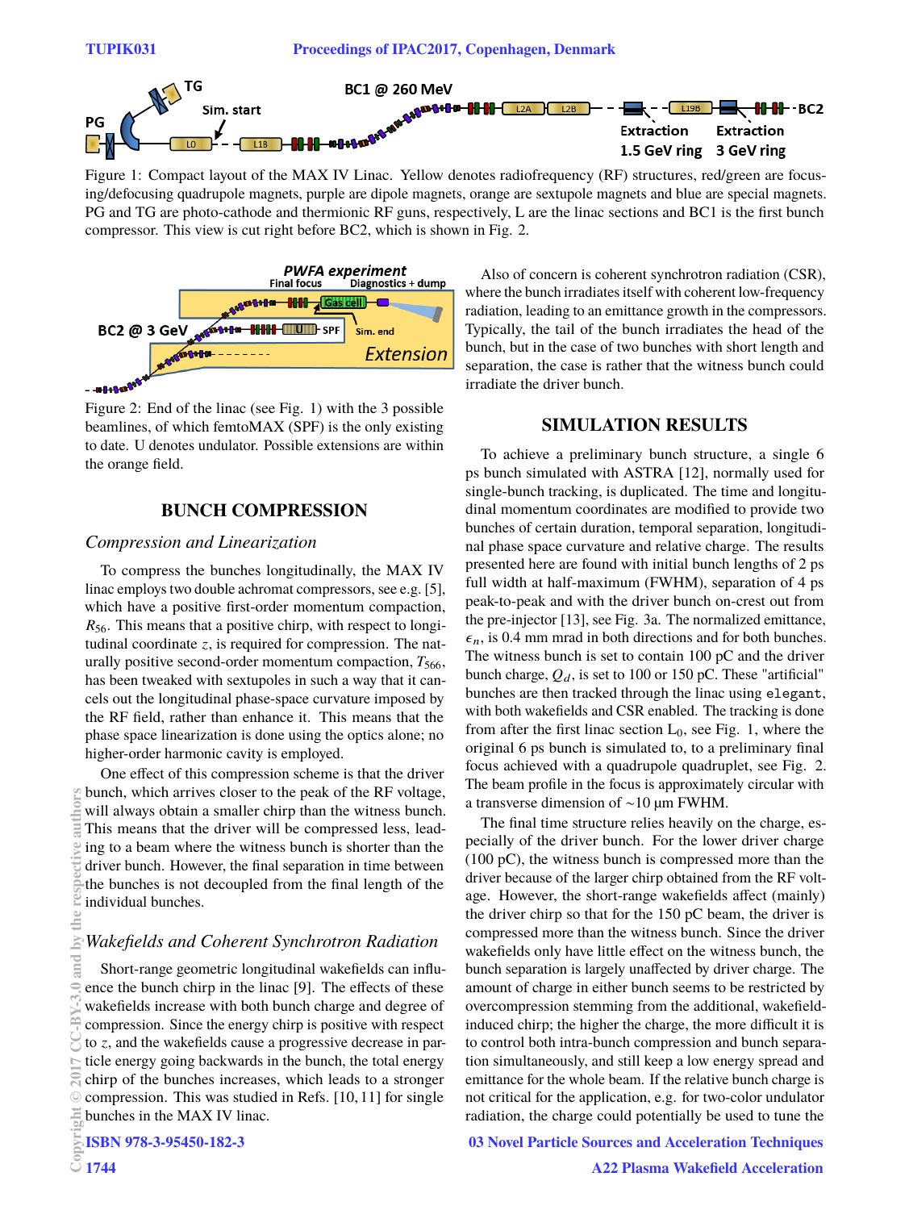Figure 1: Compact layout of the MAX IV Linac. Yellow denotes radiofrequency (RF) structures, red/green are focusing/defocusing quadrupole magnets, purple are dipole magnets, orange are sextupole magnets and blue are special magnets. PG and TG are photo-cathode and thermionic RF guns, respectively, L are the linac sections and BC1 is the first bunch compressor. This view is cut right before BC2, which is shown in Fig. 2.

Figure 2: End of the linac (see Fig. 1) with the 3 possible beamlines, of which femtoMAX (SPF) is the only existing to date. U denotes undulator. Possible extensions are within the orange field.

## BUNCH COMPRESSION

### *Compression and Linearization*

To compress the bunches longitudinally, the MAX IV linac employs two double achromat compressors, see e.g. [5], which have a positive first-order momentum compaction, $R_{56}$. This means that a positive chirp, with respect to longitudinal coordinate $z$, is required for compression. The naturally positive second-order momentum compaction, $T_{566}$, has been tweaked with sextupoles in such a way that it cancels out the longitudinal phase-space curvature imposed by the RF field, rather than enhance it. This means that the phase space linearization is done using the optics alone; no higher-order harmonic cavity is employed.

One effect of this compression scheme is that the driver bunch, which arrives closer to the peak of the RF voltage, will always obtain a smaller chirp than the witness bunch. This means that the driver will be compressed less, leading to a beam where the witness bunch is shorter than the driver bunch. However, the final separation in time between the bunches is not decoupled from the final length of the individual bunches.

### *Wakefields and Coherent Synchrotron Radiation*

Short-range geometric longitudinal wakefields can influence the bunch chirp in the linac [9]. The effects of these wakefields increase with both bunch charge and degree of compression. Since the energy chirp is positive with respect to $z$, and the wakefields cause a progressive decrease in particle energy going backwards in the bunch, the total energy chirp of the bunches increases, which leads to a stronger compression. This was studied in Refs. [10, 11] for single bunches in the MAX IV linac.

Also of concern is coherent synchrotron radiation (CSR), where the bunch irradiates itself with coherent low-frequency radiation, leading to an emittance growth in the compressors. Typically, the tail of the bunch irradiates the head of the bunch, but in the case of two bunches with short length and separation, the case is rather that the witness bunch could irradiate the driver bunch.

## SIMULATION RESULTS

To achieve a preliminary bunch structure, a single 6 ps bunch simulated with ASTRA [12], normally used for single-bunch tracking, is duplicated. The time and longitudinal momentum coordinates are modified to provide two bunches of certain duration, temporal separation, longitudinal phase space curvature and relative charge. The results presented here are found with initial bunch lengths of 2 ps full width at half-maximum (FWHM), separation of 4 ps peak-to-peak and with the driver bunch on-crest out from the pre-injector [13], see Fig. 3a. The normalized emittance, $\epsilon_n$, is 0.4 mm mrad in both directions and for both bunches. The witness bunch is set to contain 100 pC and the driver bunch charge, $Q_d$, is set to 100 or 150 pC. These "artificial" bunches are then tracked through the linac using `elegant`, with both wakefields and CSR enabled. The tracking is done from after the first linac section $L_0$, see Fig. 1, where the original 6 ps bunch is simulated to, to a preliminary final focus achieved with a quadrupole quadruplet, see Fig. 2. The beam profile in the focus is approximately circular with a transverse dimension of ~10 µm FWHM.

The final time structure relies heavily on the charge, especially of the driver bunch. For the lower driver charge (100 pC), the witness bunch is compressed more than the driver because of the larger chirp obtained from the RF voltage. However, the short-range wakefields affect (mainly) the driver chirp so that for the 150 pC beam, the driver is compressed more than the witness bunch. Since the driver wakefields only have little effect on the witness bunch, the bunch separation is largely unaffected by driver charge. The amount of charge in either bunch seems to be restricted by overcompression stemming from the additional, wakefield-induced chirp; the higher the charge, the more difficult it is to control both intra-bunch compression and bunch separation simultaneously, and still keep a low energy spread and emittance for the whole beam. If the relative bunch charge is not critical for the application, e.g. for two-color undulator radiation, the charge could potentially be used to tune the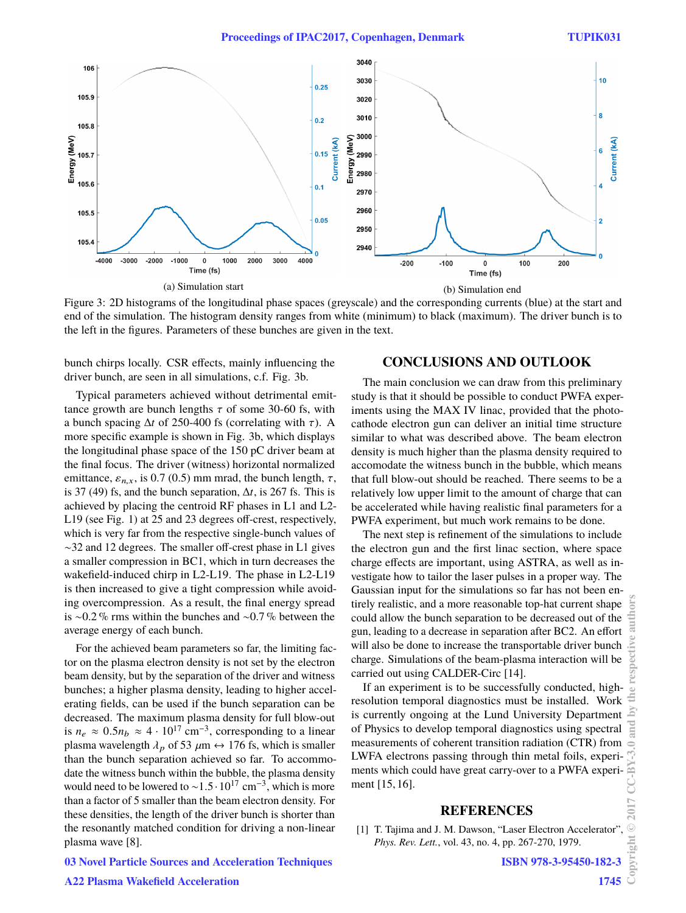(a) Simulation start

(b) Simulation end

Figure 3: 2D histograms of the longitudinal phase spaces (greyscale) and the corresponding currents (blue) at the start and end of the simulation. The histogram density ranges from white (minimum) to black (maximum). The driver bunch is to the left in the figures. Parameters of these bunches are given in the text.

bunch chirps locally. CSR effects, mainly influencing the driver bunch, are seen in all simulations, c.f. Fig. 3b.

Typical parameters achieved without detrimental emittance growth are bunch lengths $\tau$ of some 30-60 fs, with a bunch spacing $\Delta t$ of 250-400 fs (correlating with $\tau$). A more specific example is shown in Fig. 3b, which displays the longitudinal phase space of the 150 pC driver beam at the final focus. The driver (witness) horizontal normalized emittance, $\varepsilon_{n,x}$, is 0.7 (0.5) mm mrad, the bunch length, $\tau$, is 37 (49) fs, and the bunch separation, $\Delta t$, is 267 fs. This is achieved by placing the centroid RF phases in L1 and L2-L19 (see Fig. 1) at 25 and 23 degrees off-crest, respectively, which is very far from the respective single-bunch values of ~32 and 12 degrees. The smaller off-crest phase in L1 gives a smaller compression in BC1, which in turn decreases the wakefield-induced chirp in L2-L19. The phase in L2-L19 is then increased to give a tight compression while avoiding overcompression. As a result, the final energy spread is ~0.2 % rms within the bunches and ~0.7 % between the average energy of each bunch.

For the achieved beam parameters so far, the limiting factor on the plasma electron density is not set by the electron beam density, but by the separation of the driver and witness bunches; a higher plasma density, leading to higher accelerating fields, can be used if the bunch separation can be decreased. The maximum plasma density for full blow-out is $n_e \approx 0.5 n_b \approx 4 \cdot 10^{17}$ cm$^{-3}$, corresponding to a linear plasma wavelength $\lambda_p$ of 53 $\mu$m $\leftrightarrow$ 176 fs, which is smaller than the bunch separation achieved so far. To accommodate the witness bunch within the bubble, the plasma density would need to be lowered to ~$1.5 \cdot 10^{17}$ cm$^{-3}$, which is more than a factor of 5 smaller than the beam electron density. For these densities, the length of the driver bunch is shorter than the resonantly matched condition for driving a non-linear plasma wave [8].

## CONCLUSIONS AND OUTLOOK

The main conclusion we can draw from this preliminary study is that it should be possible to conduct PWFA experiments using the MAX IV linac, provided that the photocathode electron gun can deliver an initial time structure similar to what was described above. The beam electron density is much higher than the plasma density required to accomodate the witness bunch in the bubble, which means that full blow-out should be reached. There seems to be a relatively low upper limit to the amount of charge that can be accelerated while having realistic final parameters for a PWFA experiment, but much work remains to be done.

The next step is refinement of the simulations to include the electron gun and the first linac section, where space charge effects are important, using ASTRA, as well as investigate how to tailor the laser pulses in a proper way. The Gaussian input for the simulations so far has not been entirely realistic, and a more reasonable top-hat current shape could allow the bunch separation to be decreased out of the gun, leading to a decrease in separation after BC2. An effort will also be done to increase the transportable driver bunch charge. Simulations of the beam-plasma interaction will be carried out using CALDER-Circ [14].

If an experiment is to be successfully conducted, high-resolution temporal diagnostics must be installed. Work is currently ongoing at the Lund University Department of Physics to develop temporal diagnostics using spectral measurements of coherent transition radiation (CTR) from LWFA electrons passing through thin metal foils, experiments which could have great carry-over to a PWFA experiment [15, 16].

## REFERENCES

[1] T. Tajima and J. M. Dawson, "Laser Electron Accelerator", *Phys. Rev. Lett.*, vol. 43, no. 4, pp. 267-270, 1979.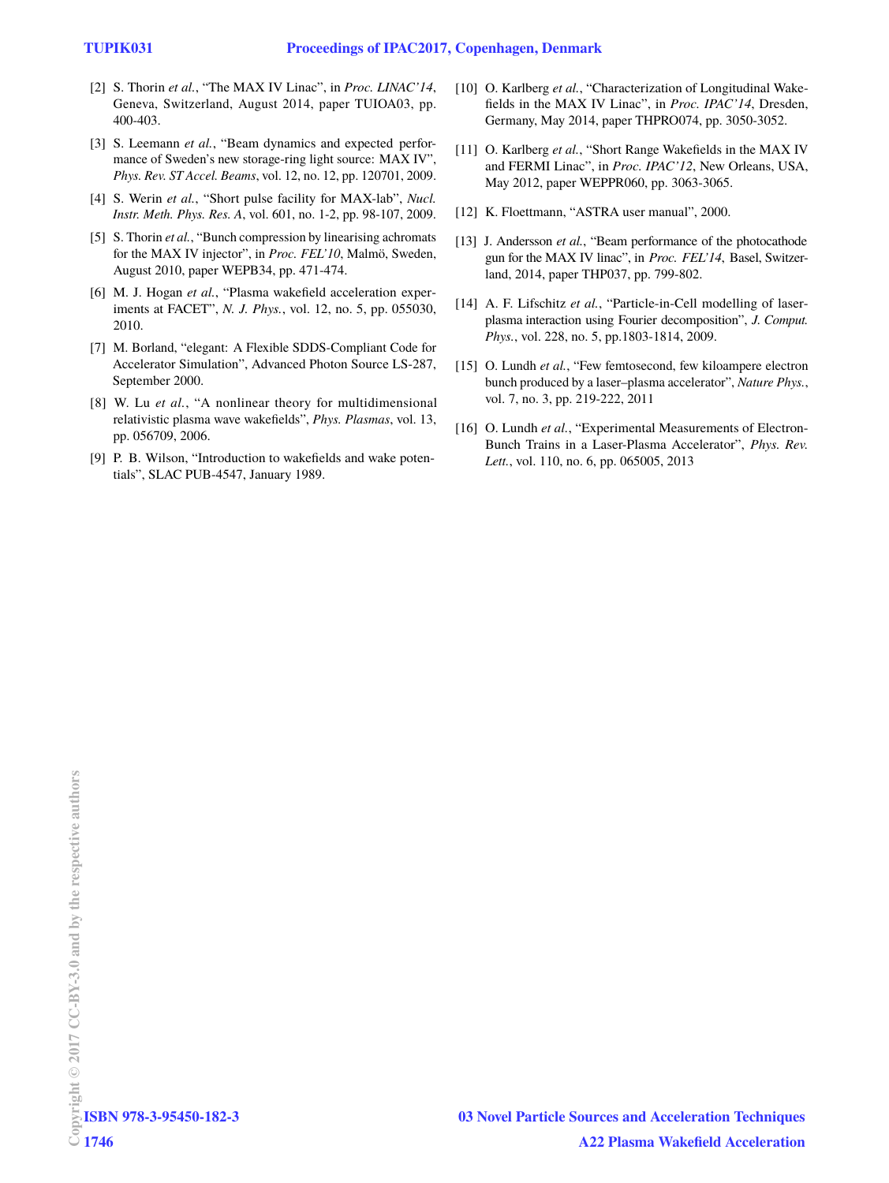[2] S. Thorin *et al.*, "The MAX IV Linac", in *Proc. LINAC'14*, Geneva, Switzerland, August 2014, paper TUIOA03, pp. 400-403.

[3] S. Leemann *et al.*, "Beam dynamics and expected performance of Sweden's new storage-ring light source: MAX IV", *Phys. Rev. ST Accel. Beams*, vol. 12, no. 12, pp. 120701, 2009.

[4] S. Werin *et al.*, "Short pulse facility for MAX-lab", *Nucl. Instr. Meth. Phys. Res. A*, vol. 601, no. 1-2, pp. 98-107, 2009.

[5] S. Thorin *et al.*, "Bunch compression by linearising achromats for the MAX IV injector", in *Proc. FEL'10*, Malmö, Sweden, August 2010, paper WEPB34, pp. 471-474.

[6] M. J. Hogan *et al.*, "Plasma wakefield acceleration experiments at FACET", *N. J. Phys.*, vol. 12, no. 5, pp. 055030, 2010.

[7] M. Borland, "elegant: A Flexible SDDS-Compliant Code for Accelerator Simulation", Advanced Photon Source LS-287, September 2000.

[8] W. Lu *et al.*, "A nonlinear theory for multidimensional relativistic plasma wave wakefields", *Phys. Plasmas*, vol. 13, pp. 056709, 2006.

[9] P. B. Wilson, "Introduction to wakefields and wake potentials", SLAC PUB-4547, January 1989.

[10] O. Karlberg *et al.*, "Characterization of Longitudinal Wakefields in the MAX IV Linac", in *Proc. IPAC'14*, Dresden, Germany, May 2014, paper THPRO074, pp. 3050-3052.

[11] O. Karlberg *et al.*, "Short Range Wakefields in the MAX IV and FERMI Linac", in *Proc. IPAC'12*, New Orleans, USA, May 2012, paper WEPPR060, pp. 3063-3065.

[12] K. Floettmann, "ASTRA user manual", 2000.

[13] J. Andersson *et al.*, "Beam performance of the photocathode gun for the MAX IV linac", in *Proc. FEL'14*, Basel, Switzerland, 2014, paper THP037, pp. 799-802.

[14] A. F. Lifschitz *et al.*, "Particle-in-Cell modelling of laser-plasma interaction using Fourier decomposition", *J. Comput. Phys.*, vol. 228, no. 5, pp.1803-1814, 2009.

[15] O. Lundh *et al.*, "Few femtosecond, few kiloampere electron bunch produced by a laser–plasma accelerator", *Nature Phys.*, vol. 7, no. 3, pp. 219-222, 2011

[16] O. Lundh *et al.*, "Experimental Measurements of Electron-Bunch Trains in a Laser-Plasma Accelerator", *Phys. Rev. Lett.*, vol. 110, no. 6, pp. 065005, 2013